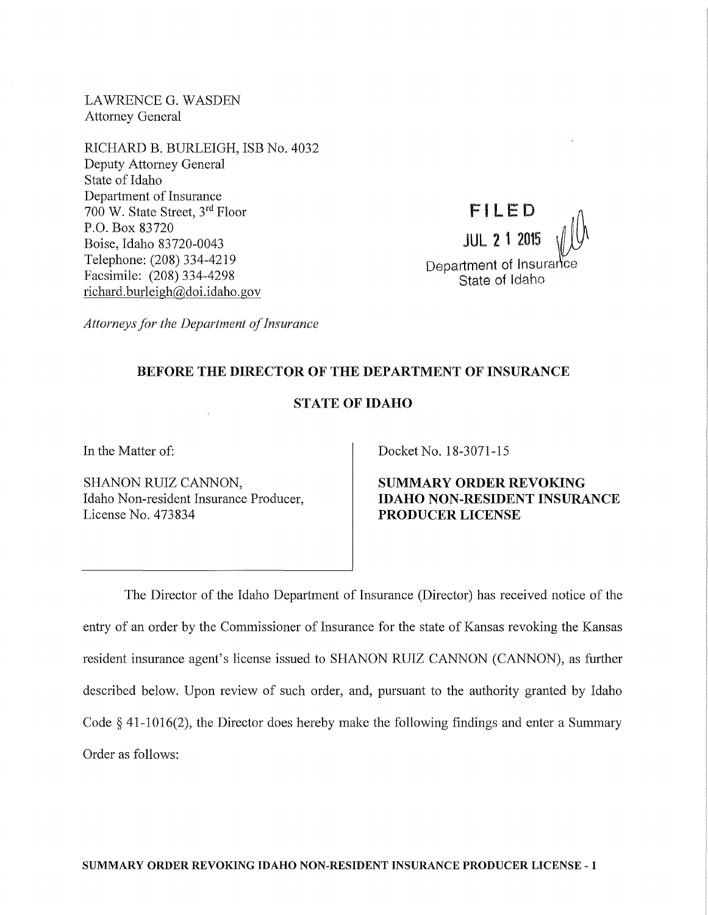LAWRENCE G. WASDEN
Attorney General

RICHARD B. BURLEIGH, ISB No. 4032
Deputy Attorney General
State of Idaho
Department of Insurance
700 W. State Street, 3rd Floor
P.O. Box 83720
Boise, Idaho 83720-0043
Telephone: (208) 334-4219
Facsimile: (208) 334-4298
richard.burleigh@doi.idaho.gov

*Attorneys for the Department of Insurance*

FILED
JUL 21 2015
Department of Insurance
State of Idaho

**BEFORE THE DIRECTOR OF THE DEPARTMENT OF INSURANCE**

**STATE OF IDAHO**

| In the Matter of: | Docket No. 18-3071-15 |
|---|---|
| SHANON RUIZ CANNON, Idaho Non-resident Insurance Producer, License No. 473834 | **SUMMARY ORDER REVOKING IDAHO NON-RESIDENT INSURANCE PRODUCER LICENSE** |

The Director of the Idaho Department of Insurance (Director) has received notice of the entry of an order by the Commissioner of Insurance for the state of Kansas revoking the Kansas resident insurance agent's license issued to SHANON RUIZ CANNON (CANNON), as further described below. Upon review of such order, and, pursuant to the authority granted by Idaho Code § 41-1016(2), the Director does hereby make the following findings and enter a Summary Order as follows: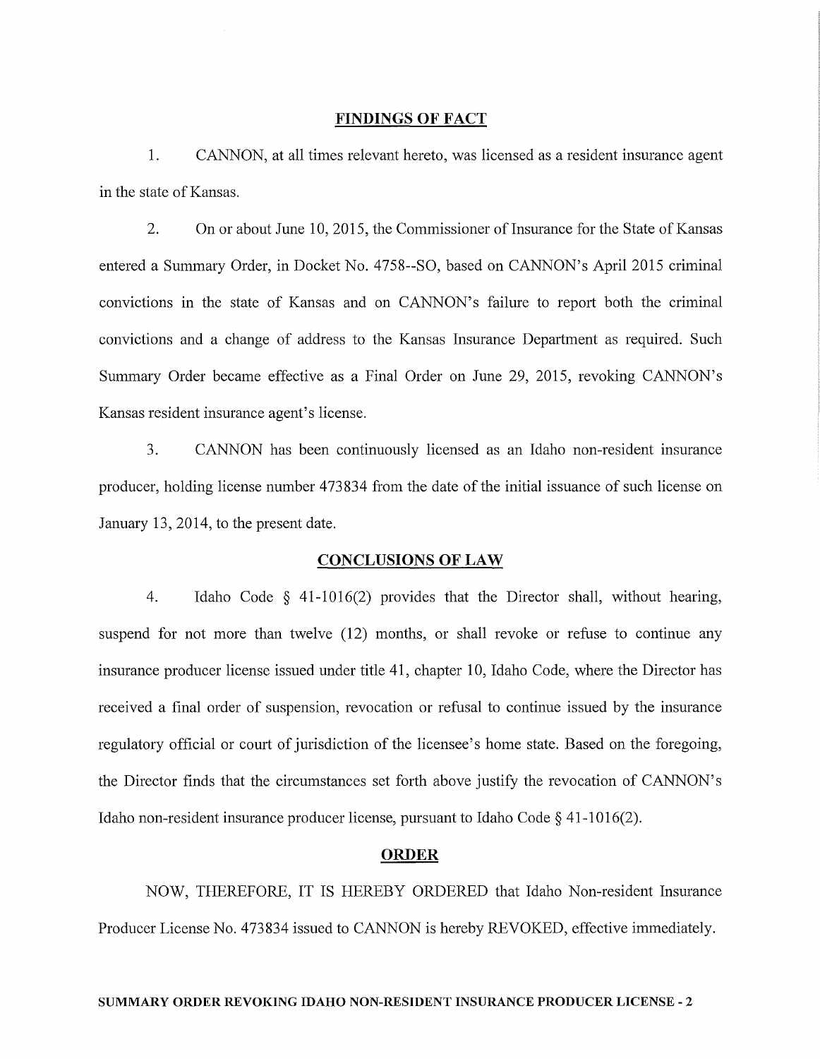## FINDINGS OF FACT

1. CANNON, at all times relevant hereto, was licensed as a resident insurance agent in the state of Kansas.

2. On or about June 10, 2015, the Commissioner of Insurance for the State of Kansas entered a Summary Order, in Docket No. 4758--SO, based on CANNON's April 2015 criminal convictions in the state of Kansas and on CANNON's failure to report both the criminal convictions and a change of address to the Kansas Insurance Department as required. Such Summary Order became effective as a Final Order on June 29, 2015, revoking CANNON's Kansas resident insurance agent's license.

3. CANNON has been continuously licensed as an Idaho non-resident insurance producer, holding license number 473834 from the date of the initial issuance of such license on January 13, 2014, to the present date.

## CONCLUSIONS OF LAW

4. Idaho Code § 41-1016(2) provides that the Director shall, without hearing, suspend for not more than twelve (12) months, or shall revoke or refuse to continue any insurance producer license issued under title 41, chapter 10, Idaho Code, where the Director has received a final order of suspension, revocation or refusal to continue issued by the insurance regulatory official or court of jurisdiction of the licensee's home state. Based on the foregoing, the Director finds that the circumstances set forth above justify the revocation of CANNON's Idaho non-resident insurance producer license, pursuant to Idaho Code § 41-1016(2).

## ORDER

NOW, THEREFORE, IT IS HEREBY ORDERED that Idaho Non-resident Insurance Producer License No. 473834 issued to CANNON is hereby REVOKED, effective immediately.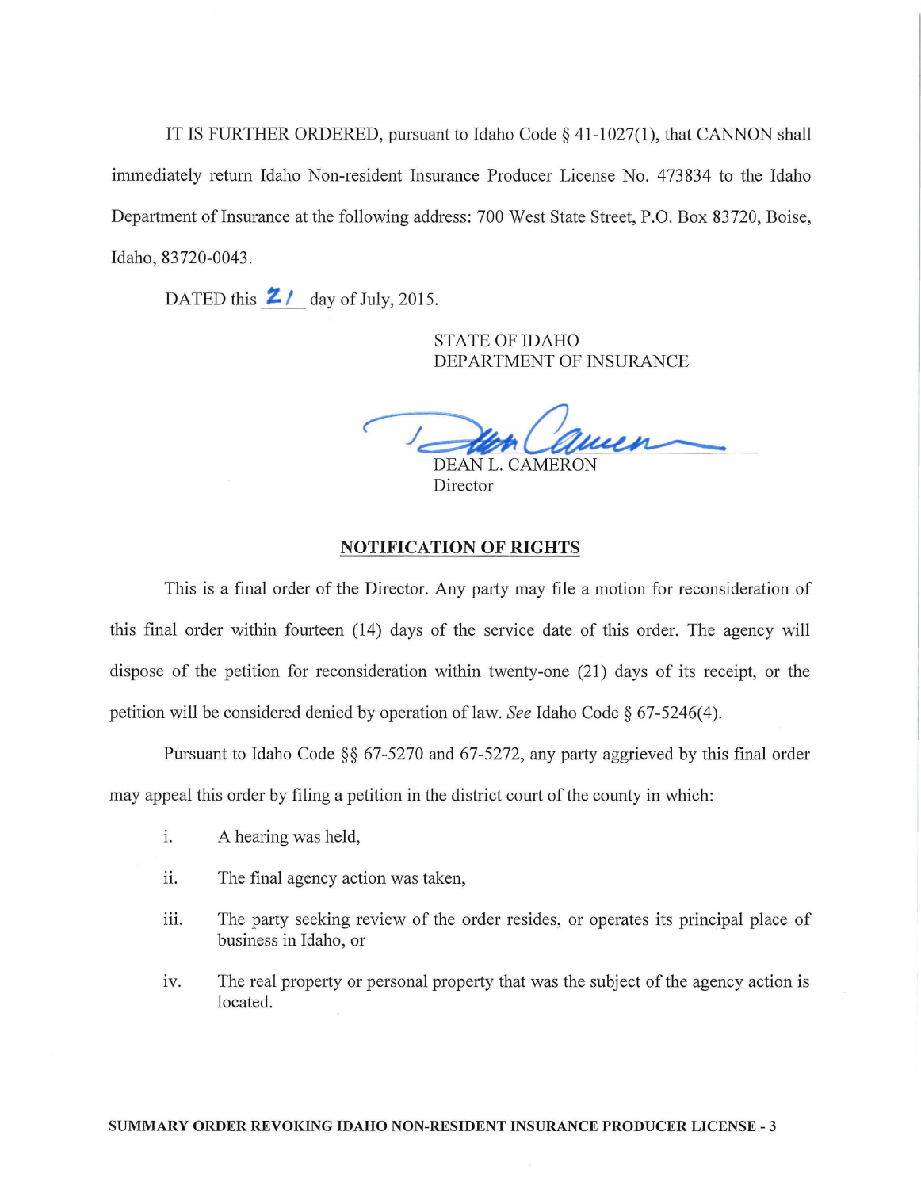IT IS FURTHER ORDERED, pursuant to Idaho Code § 41-1027(1), that CANNON shall immediately return Idaho Non-resident Insurance Producer License No. 473834 to the Idaho Department of Insurance at the following address: 700 West State Street, P.O. Box 83720, Boise, Idaho, 83720-0043.

DATED this 21 day of July, 2015.

STATE OF IDAHO
DEPARTMENT OF INSURANCE

DEAN L. CAMERON
Director

## NOTIFICATION OF RIGHTS

This is a final order of the Director. Any party may file a motion for reconsideration of this final order within fourteen (14) days of the service date of this order. The agency will dispose of the petition for reconsideration within twenty-one (21) days of its receipt, or the petition will be considered denied by operation of law. *See* Idaho Code § 67-5246(4).

Pursuant to Idaho Code §§ 67-5270 and 67-5272, any party aggrieved by this final order may appeal this order by filing a petition in the district court of the county in which:

i. A hearing was held,

ii. The final agency action was taken,

iii. The party seeking review of the order resides, or operates its principal place of business in Idaho, or

iv. The real property or personal property that was the subject of the agency action is located.

**SUMMARY ORDER REVOKING IDAHO NON-RESIDENT INSURANCE PRODUCER LICENSE - 3**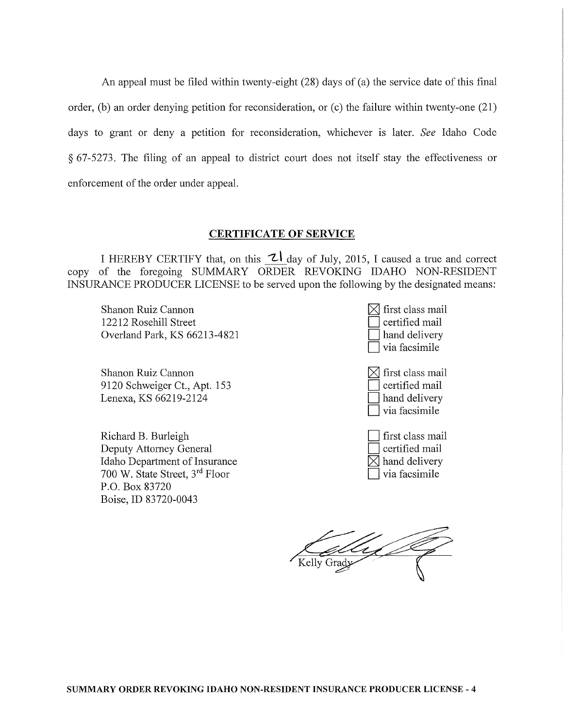An appeal must be filed within twenty-eight (28) days of (a) the service date of this final order, (b) an order denying petition for reconsideration, or (c) the failure within twenty-one (21) days to grant or deny a petition for reconsideration, whichever is later. *See* Idaho Code § 67-5273. The filing of an appeal to district court does not itself stay the effectiveness or enforcement of the order under appeal.

## CERTIFICATE OF SERVICE

I HEREBY CERTIFY that, on this 21 day of July, 2015, I caused a true and correct copy of the foregoing SUMMARY ORDER REVOKING IDAHO NON-RESIDENT INSURANCE PRODUCER LICENSE to be served upon the following by the designated means:

| | |
|---|---|
| Shanon Ruiz Cannon<br>12212 Rosehill Street<br>Overland Park, KS 66213-4821 | ☒ first class mail<br>☐ certified mail<br>☐ hand delivery<br>☐ via facsimile |
| Shanon Ruiz Cannon<br>9120 Schweiger Ct., Apt. 153<br>Lenexa, KS 66219-2124 | ☒ first class mail<br>☐ certified mail<br>☐ hand delivery<br>☐ via facsimile |
| Richard B. Burleigh<br>Deputy Attorney General<br>Idaho Department of Insurance<br>700 W. State Street, 3rd Floor<br>P.O. Box 83720<br>Boise, ID 83720-0043 | ☐ first class mail<br>☐ certified mail<br>☒ hand delivery<br>☐ via facsimile |

Kelly Grady